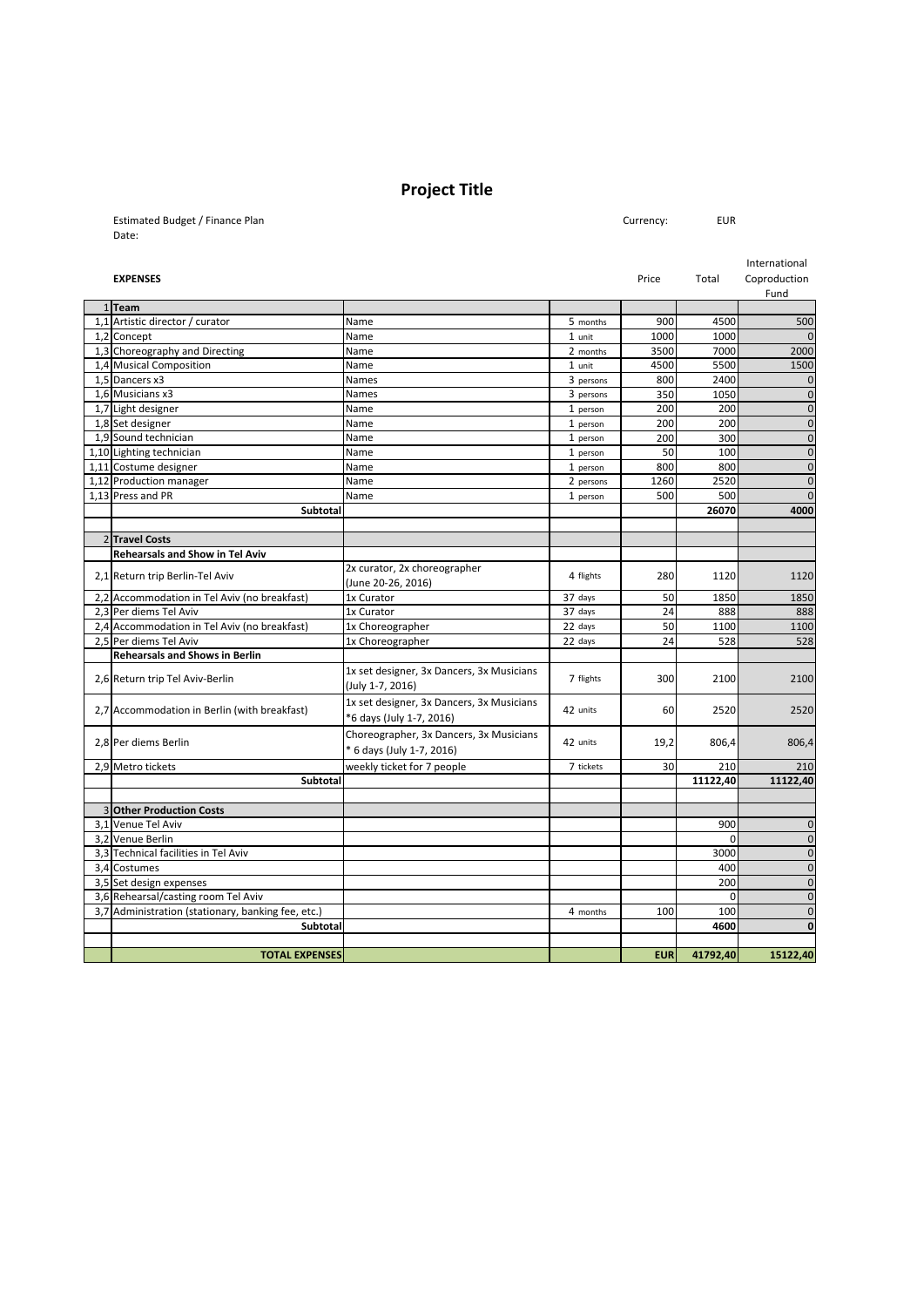# Project Title

Estimated Budget / Finance Plan

Date:

Currency: EUR

| | EXPENSES | | | Price | Total | International Coproduction Fund |
|---|---|---|---|---|---|---|
| 1 | **Team** | | | | | |
| 1,1 | Artistic director / curator | Name | 5 months | 900 | 4500 | 500 |
| 1,2 | Concept | Name | 1 unit | 1000 | 1000 | 0 |
| 1,3 | Choreography and Directing | Name | 2 months | 3500 | 7000 | 2000 |
| 1,4 | Musical Composition | Name | 1 unit | 4500 | 5500 | 1500 |
| 1,5 | Dancers x3 | Names | 3 persons | 800 | 2400 | 0 |
| 1,6 | Musicians x3 | Names | 3 persons | 350 | 1050 | 0 |
| 1,7 | Light designer | Name | 1 person | 200 | 200 | 0 |
| 1,8 | Set designer | Name | 1 person | 200 | 200 | 0 |
| 1,9 | Sound technician | Name | 1 person | 200 | 300 | 0 |
| 1,10 | Lighting technician | Name | 1 person | 50 | 100 | 0 |
| 1,11 | Costume designer | Name | 1 person | 800 | 800 | 0 |
| 1,12 | Production manager | Name | 2 persons | 1260 | 2520 | 0 |
| 1,13 | Press and PR | Name | 1 person | 500 | 500 | 0 |
| | **Subtotal** | | | | **26070** | **4000** |
| | | | | | | |
| 2 | **Travel Costs** | | | | | |
| | **Rehearsals and Show in Tel Aviv** | | | | | |
| 2,1 | Return trip Berlin-Tel Aviv | 2x curator, 2x choreographer (June 20-26, 2016) | 4 flights | 280 | 1120 | 1120 |
| 2,2 | Accommodation in Tel Aviv (no breakfast) | 1x Curator | 37 days | 50 | 1850 | 1850 |
| 2,3 | Per diems Tel Aviv | 1x Curator | 37 days | 24 | 888 | 888 |
| 2,4 | Accommodation in Tel Aviv (no breakfast) | 1x Choreographer | 22 days | 50 | 1100 | 1100 |
| 2,5 | Per diems Tel Aviv | 1x Choreographer | 22 days | 24 | 528 | 528 |
| | **Rehearsals and Shows in Berlin** | | | | | |
| 2,6 | Return trip Tel Aviv-Berlin | 1x set designer, 3x Dancers, 3x Musicians (July 1-7, 2016) | 7 flights | 300 | 2100 | 2100 |
| 2,7 | Accommodation in Berlin (with breakfast) | 1x set designer, 3x Dancers, 3x Musicians *6 days (July 1-7, 2016) | 42 units | 60 | 2520 | 2520 |
| 2,8 | Per diems Berlin | Choreographer, 3x Dancers, 3x Musicians * 6 days (July 1-7, 2016) | 42 units | 19,2 | 806,4 | 806,4 |
| 2,9 | Metro tickets | weekly ticket for 7 people | 7 tickets | 30 | 210 | 210 |
| | **Subtotal** | | | | **11122,40** | **11122,40** |
| | | | | | | |
| 3 | **Other Production Costs** | | | | | |
| 3,1 | Venue Tel Aviv | | | | 900 | 0 |
| 3,2 | Venue Berlin | | | | 0 | 0 |
| 3,3 | Technical facilities in Tel Aviv | | | | 3000 | 0 |
| 3,4 | Costumes | | | | 400 | 0 |
| 3,5 | Set design expenses | | | | 200 | 0 |
| 3,6 | Rehearsal/casting room Tel Aviv | | | | 0 | 0 |
| 3,7 | Administration (stationary, banking fee, etc.) | | 4 months | 100 | 100 | 0 |
| | **Subtotal** | | | | **4600** | **0** |
| | | | | | | |
| | **TOTAL EXPENSES** | | | **EUR** | **41792,40** | **15122,40** |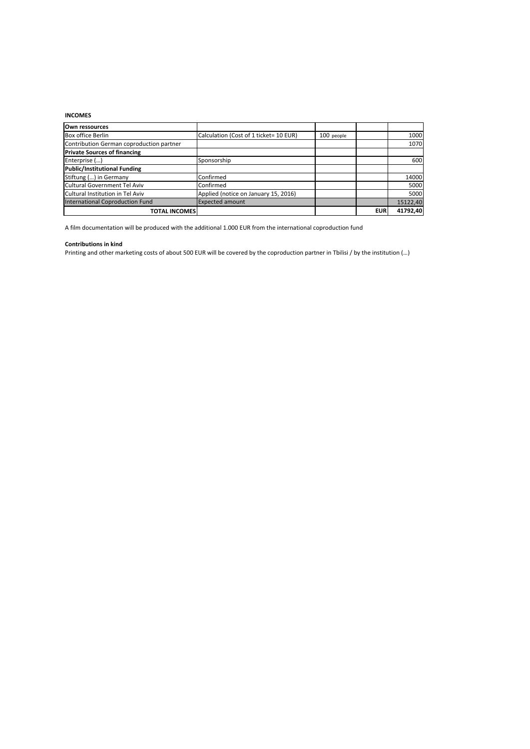**INCOMES**

| | | | | |
|---|---|---|---|---|
| **Own ressources** | | | | |
| Box office Berlin | Calculation (Cost of 1 ticket= 10 EUR) | 100 people | | 1000 |
| Contribution German coproduction partner | | | | 1070 |
| **Private Sources of financing** | | | | |
| Enterprise (...) | Sponsorship | | | 600 |
| **Public/Institutional Funding** | | | | |
| Stiftung (...) in Germany | Confirmed | | | 14000 |
| Cultural Government Tel Aviv | Confirmed | | | 5000 |
| Cultural Institution in Tel Aviv | Applied (notice on January 15, 2016) | | | 5000 |
| International Coproduction Fund | Expected amount | | | 15122,40 |
| **TOTAL INCOMES** | | | **EUR** | **41792,40** |

A film documentation will be produced with the additional 1.000 EUR from the international coproduction fund

**Contributions in kind**

Printing and other marketing costs of about 500 EUR will be covered by the coproduction partner in Tbilisi / by the institution (...)